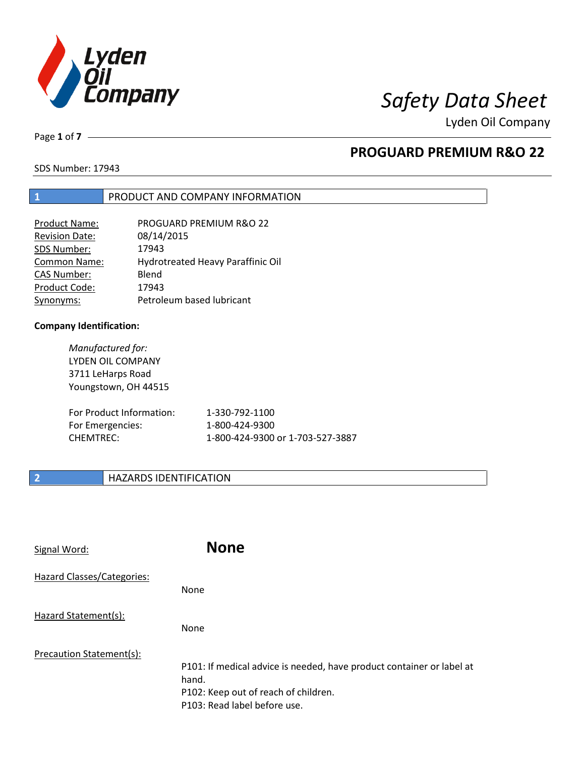# Safety Data Sheet

Lyden Oil Company

## PROGUARD PREMIUM R&O 22

SDS Number: 17943

## 1 PRODUCT AND COMPANY INFORMATION

| | |
|---|---|
| Product Name: | PROGUARD PREMIUM R&O 22 |
| Revision Date: | 08/14/2015 |
| SDS Number: | 17943 |
| Common Name: | Hydrotreated Heavy Paraffinic Oil |
| CAS Number: | Blend |
| Product Code: | 17943 |
| Synonyms: | Petroleum based lubricant |

**Company Identification:**

*Manufactured for:*
LYDEN OIL COMPANY
3711 LeHarps Road
Youngstown, OH 44515

| | |
|---|---|
| For Product Information: | 1-330-792-1100 |
| For Emergencies: | 1-800-424-9300 |
| CHEMTREC: | 1-800-424-9300 or 1-703-527-3887 |

## 2 HAZARDS IDENTIFICATION

Signal Word: **None**

Hazard Classes/Categories:
None

Hazard Statement(s):
None

Precaution Statement(s):
P101: If medical advice is needed, have product container or label at hand.
P102: Keep out of reach of children.
P103: Read label before use.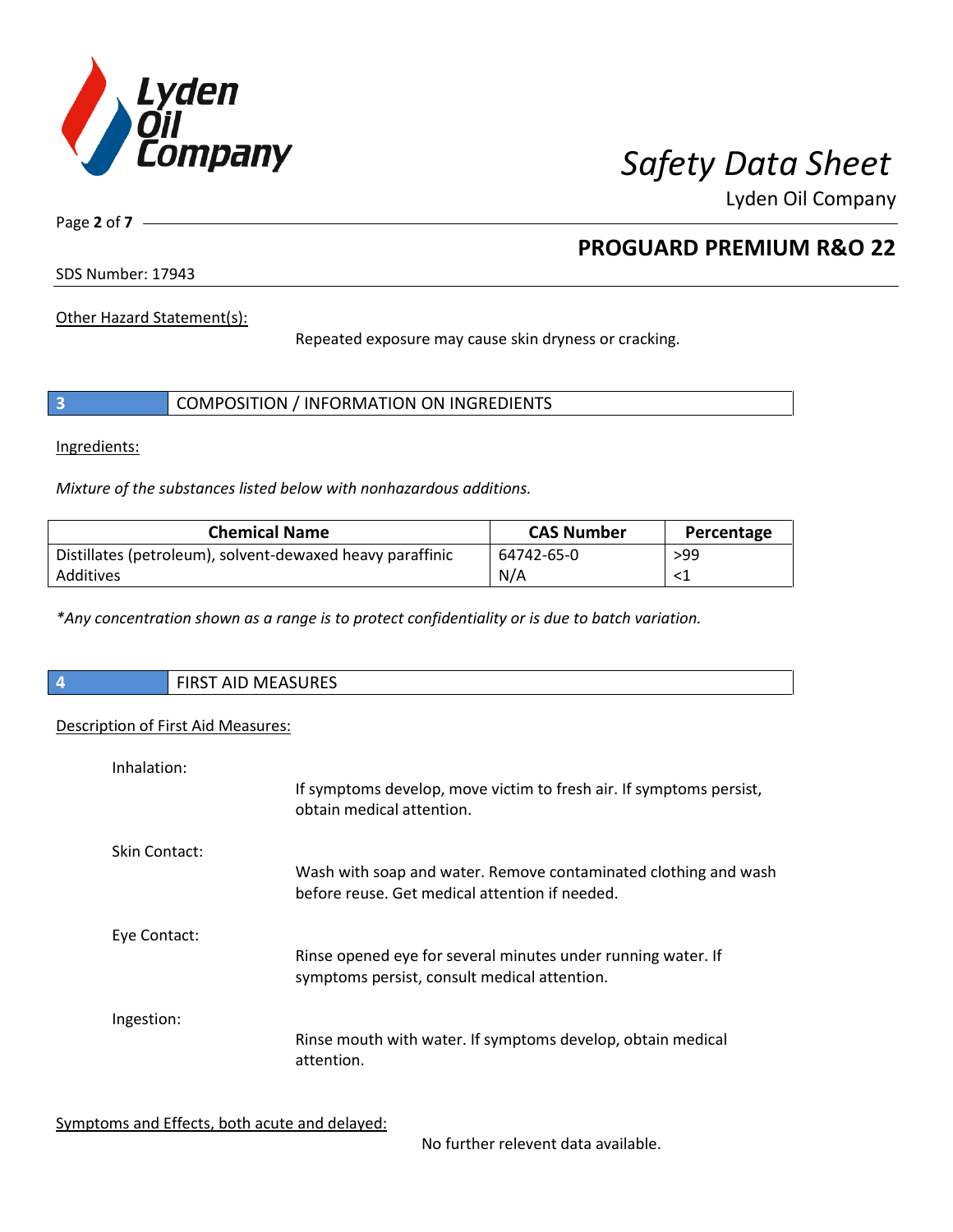Other Hazard Statement(s):

Repeated exposure may cause skin dryness or cracking.

## 3 COMPOSITION / INFORMATION ON INGREDIENTS

Ingredients:

*Mixture of the substances listed below with nonhazardous additions.*

| Chemical Name | CAS Number | Percentage |
|---|---|---|
| Distillates (petroleum), solvent-dewaxed heavy paraffinic | 64742-65-0 | >99 |
| Additives | N/A | <1 |

*\*Any concentration shown as a range is to protect confidentiality or is due to batch variation.*

## 4 FIRST AID MEASURES

Description of First Aid Measures:

Inhalation:

If symptoms develop, move victim to fresh air. If symptoms persist, obtain medical attention.

Skin Contact:

Wash with soap and water. Remove contaminated clothing and wash before reuse. Get medical attention if needed.

Eye Contact:

Rinse opened eye for several minutes under running water. If symptoms persist, consult medical attention.

Ingestion:

Rinse mouth with water. If symptoms develop, obtain medical attention.

Symptoms and Effects, both acute and delayed:

No further relevent data available.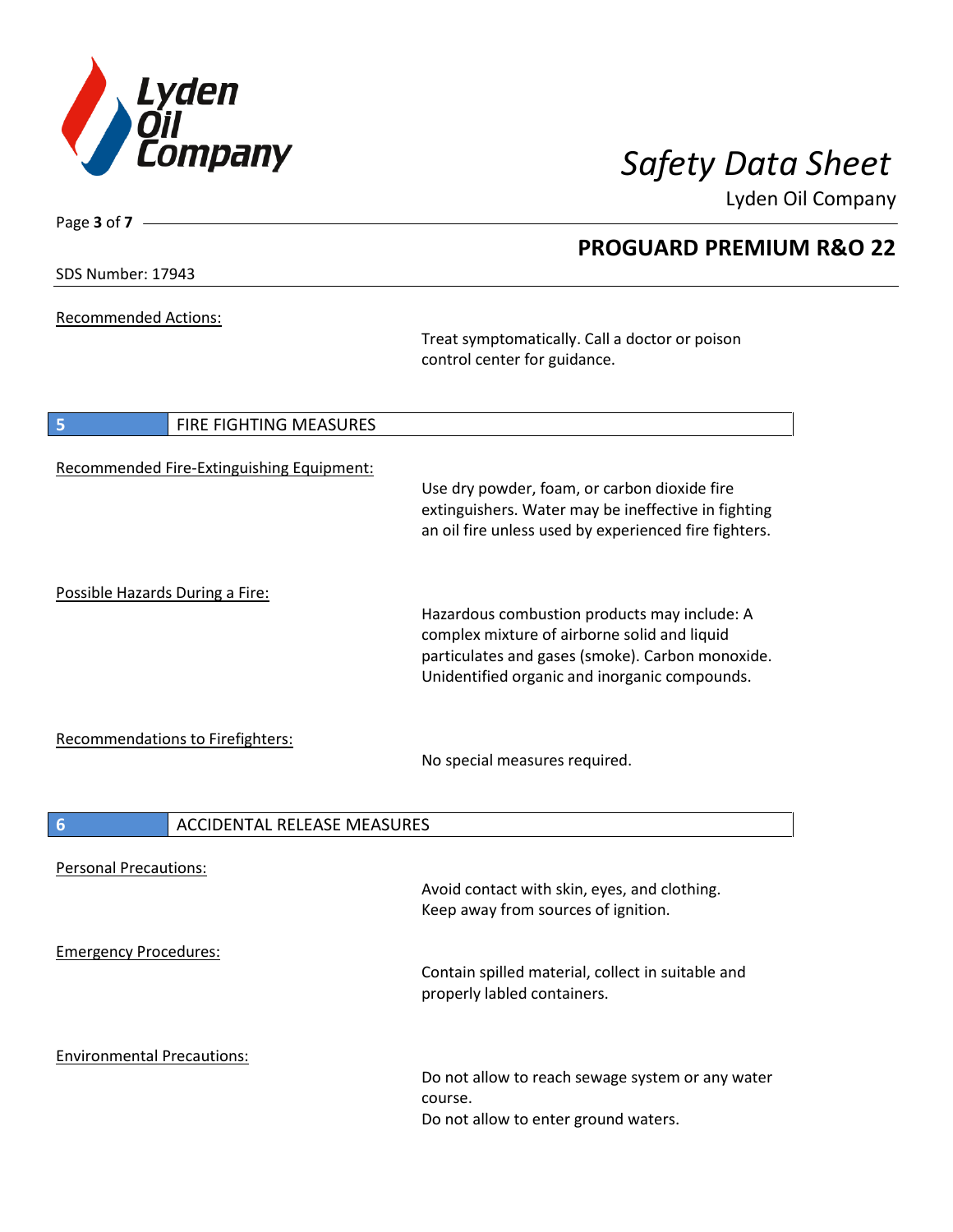Recommended Actions:

Treat symptomatically. Call a doctor or poison control center for guidance.

## 5 FIRE FIGHTING MEASURES

Recommended Fire-Extinguishing Equipment:

Use dry powder, foam, or carbon dioxide fire extinguishers. Water may be ineffective in fighting an oil fire unless used by experienced fire fighters.

Possible Hazards During a Fire:

Hazardous combustion products may include: A complex mixture of airborne solid and liquid particulates and gases (smoke). Carbon monoxide. Unidentified organic and inorganic compounds.

Recommendations to Firefighters:

No special measures required.

## 6 ACCIDENTAL RELEASE MEASURES

Personal Precautions:

Avoid contact with skin, eyes, and clothing.
Keep away from sources of ignition.

Emergency Procedures:

Contain spilled material, collect in suitable and properly labled containers.

Environmental Precautions:

Do not allow to reach sewage system or any water course.
Do not allow to enter ground waters.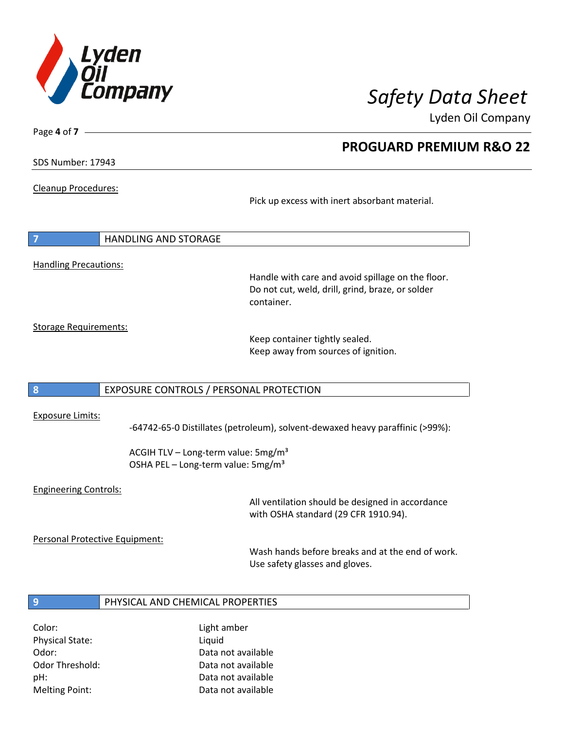Cleanup Procedures:

Pick up excess with inert absorbant material.

## 7 HANDLING AND STORAGE

Handling Precautions:

Handle with care and avoid spillage on the floor. Do not cut, weld, drill, grind, braze, or solder container.

Storage Requirements:

Keep container tightly sealed.
Keep away from sources of ignition.

## 8 EXPOSURE CONTROLS / PERSONAL PROTECTION

Exposure Limits:

-64742-65-0 Distillates (petroleum), solvent-dewaxed heavy paraffinic (>99%):

ACGIH TLV – Long-term value: 5mg/m$^3$
OSHA PEL – Long-term value: 5mg/m$^3$

Engineering Controls:

All ventilation should be designed in accordance with OSHA standard (29 CFR 1910.94).

Personal Protective Equipment:

Wash hands before breaks and at the end of work.
Use safety glasses and gloves.

## 9 PHYSICAL AND CHEMICAL PROPERTIES

| | |
|---|---|
| Color: | Light amber |
| Physical State: | Liquid |
| Odor: | Data not available |
| Odor Threshold: | Data not available |
| pH: | Data not available |
| Melting Point: | Data not available |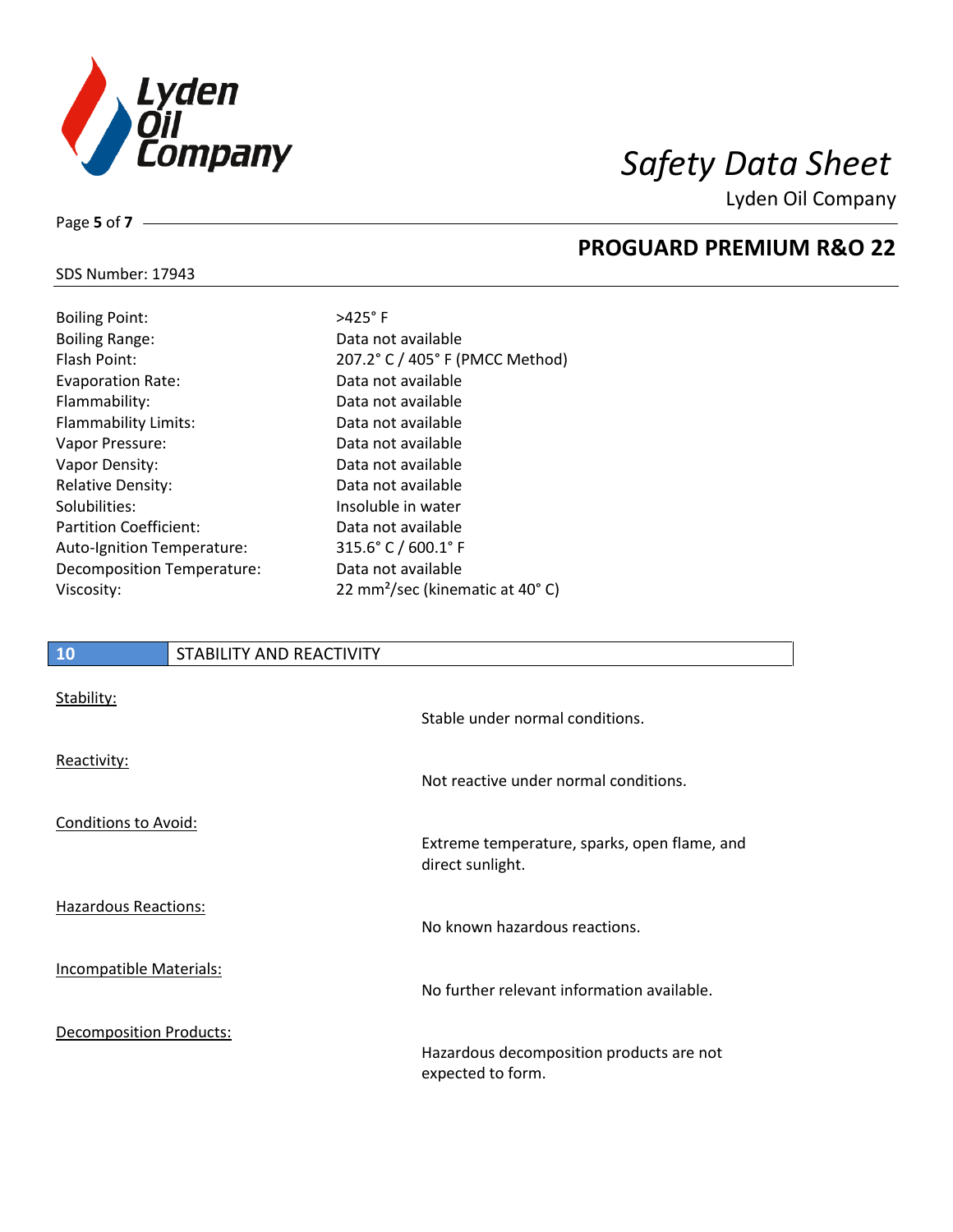| | |
|---|---|
| Boiling Point: | >425° F |
| Boiling Range: | Data not available |
| Flash Point: | 207.2° C / 405° F (PMCC Method) |
| Evaporation Rate: | Data not available |
| Flammability: | Data not available |
| Flammability Limits: | Data not available |
| Vapor Pressure: | Data not available |
| Vapor Density: | Data not available |
| Relative Density: | Data not available |
| Solubilities: | Insoluble in water |
| Partition Coefficient: | Data not available |
| Auto-Ignition Temperature: | 315.6° C / 600.1° F |
| Decomposition Temperature: | Data not available |
| Viscosity: | 22 mm²/sec (kinematic at 40° C) |

## 10 STABILITY AND REACTIVITY

<u>Stability:</u>

Stable under normal conditions.

<u>Reactivity:</u>

Not reactive under normal conditions.

<u>Conditions to Avoid:</u>

Extreme temperature, sparks, open flame, and direct sunlight.

<u>Hazardous Reactions:</u>

No known hazardous reactions.

<u>Incompatible Materials:</u>

No further relevant information available.

<u>Decomposition Products:</u>

Hazardous decomposition products are not expected to form.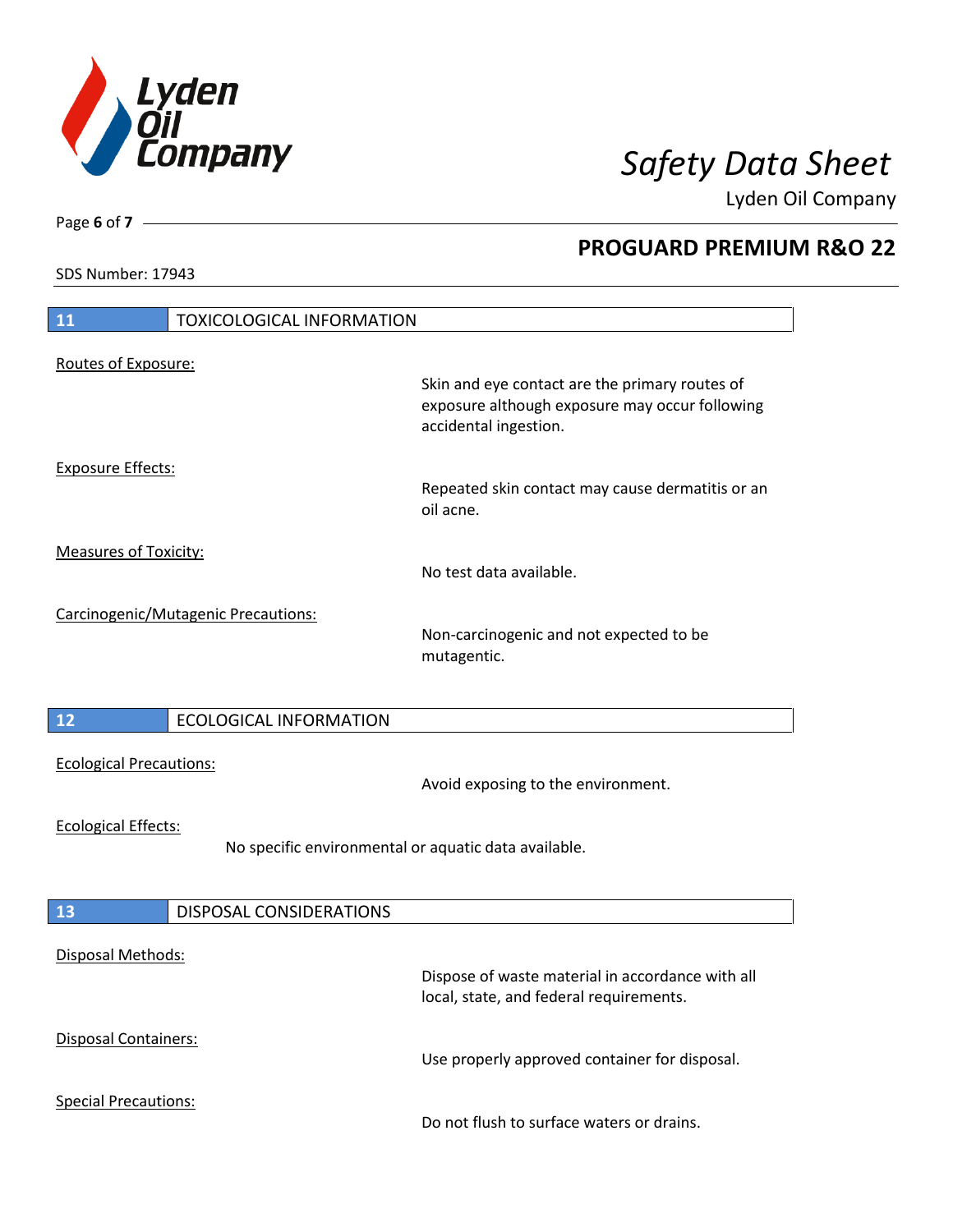## 11 TOXICOLOGICAL INFORMATION

Routes of Exposure:

Skin and eye contact are the primary routes of exposure although exposure may occur following accidental ingestion.

Exposure Effects:

Repeated skin contact may cause dermatitis or an oil acne.

Measures of Toxicity:

No test data available.

Carcinogenic/Mutagenic Precautions:

Non-carcinogenic and not expected to be mutagentic.

## 12 ECOLOGICAL INFORMATION

Ecological Precautions:

Avoid exposing to the environment.

Ecological Effects:

No specific environmental or aquatic data available.

## 13 DISPOSAL CONSIDERATIONS

Disposal Methods:

Dispose of waste material in accordance with all local, state, and federal requirements.

Disposal Containers:

Use properly approved container for disposal.

Special Precautions:

Do not flush to surface waters or drains.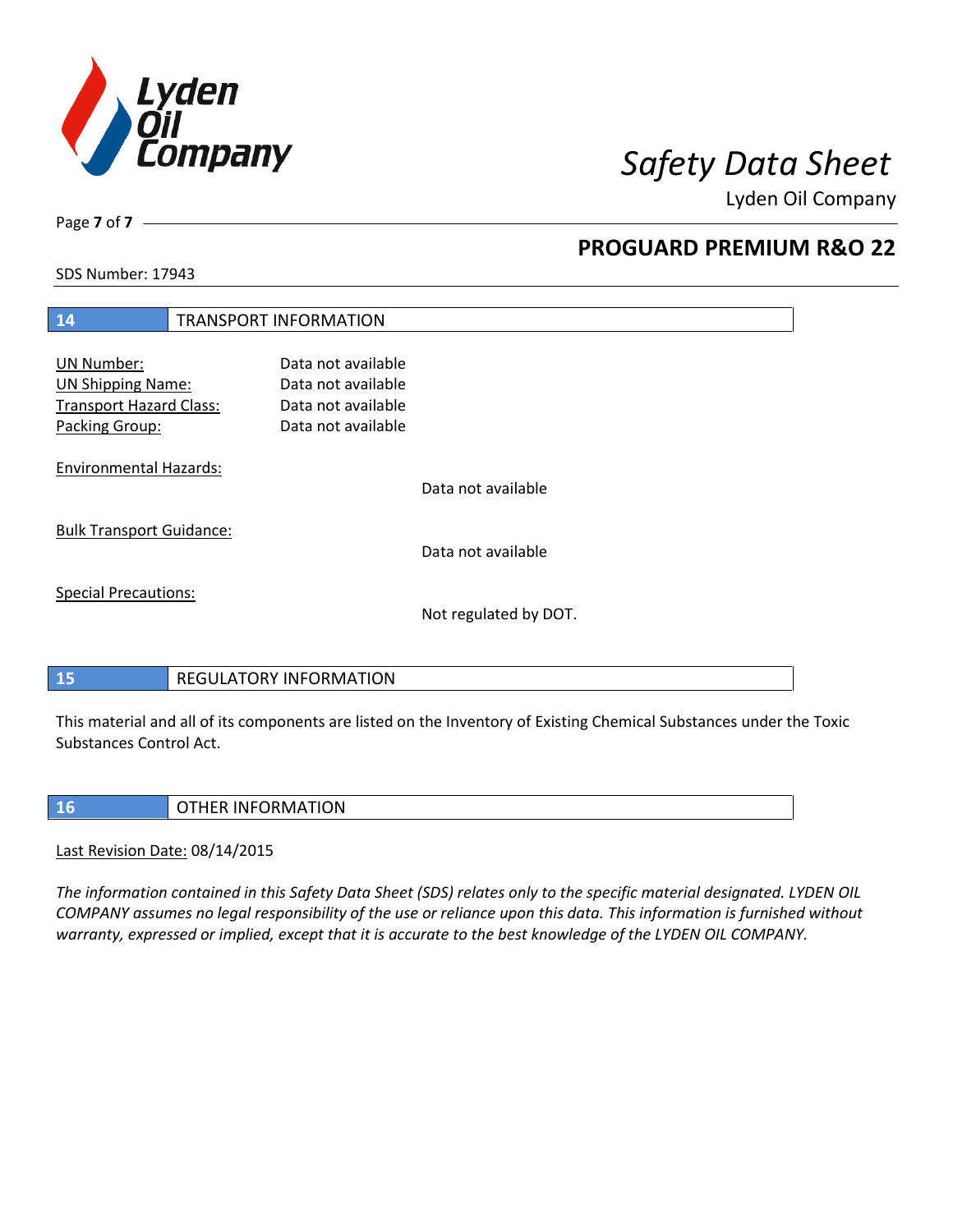## 14 TRANSPORT INFORMATION

| | |
|---|---|
| UN Number: | Data not available |
| UN Shipping Name: | Data not available |
| Transport Hazard Class: | Data not available |
| Packing Group: | Data not available |

Environmental Hazards:

Data not available

Bulk Transport Guidance:

Data not available

Special Precautions:

Not regulated by DOT.

## 15 REGULATORY INFORMATION

This material and all of its components are listed on the Inventory of Existing Chemical Substances under the Toxic Substances Control Act.

## 16 OTHER INFORMATION

Last Revision Date: 08/14/2015

*The information contained in this Safety Data Sheet (SDS) relates only to the specific material designated. LYDEN OIL COMPANY assumes no legal responsibility of the use or reliance upon this data. This information is furnished without warranty, expressed or implied, except that it is accurate to the best knowledge of the LYDEN OIL COMPANY.*